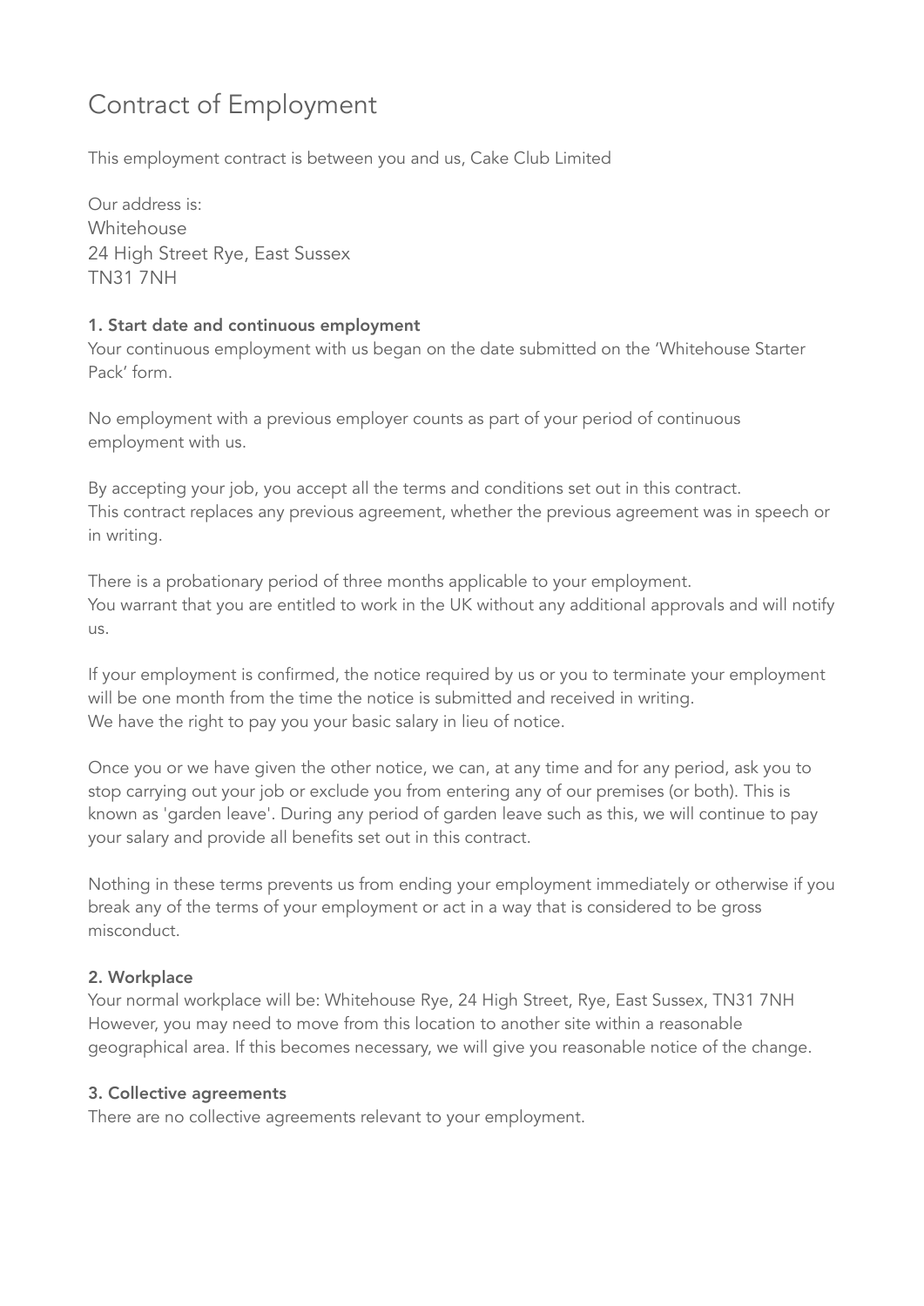# Contract of Employment

This employment contract is between you and us, Cake Club Limited

Our address is:
Whitehouse
24 High Street Rye, East Sussex
TN31 7NH

### 1. Start date and continuous employment

Your continuous employment with us began on the date submitted on the 'Whitehouse Starter Pack' form.

No employment with a previous employer counts as part of your period of continuous employment with us.

By accepting your job, you accept all the terms and conditions set out in this contract.
This contract replaces any previous agreement, whether the previous agreement was in speech or in writing.

There is a probationary period of three months applicable to your employment.
You warrant that you are entitled to work in the UK without any additional approvals and will notify us.

If your employment is confirmed, the notice required by us or you to terminate your employment will be one month from the time the notice is submitted and received in writing.
We have the right to pay you your basic salary in lieu of notice.

Once you or we have given the other notice, we can, at any time and for any period, ask you to stop carrying out your job or exclude you from entering any of our premises (or both). This is known as 'garden leave'. During any period of garden leave such as this, we will continue to pay your salary and provide all benefits set out in this contract.

Nothing in these terms prevents us from ending your employment immediately or otherwise if you break any of the terms of your employment or act in a way that is considered to be gross misconduct.

### 2. Workplace

Your normal workplace will be: Whitehouse Rye, 24 High Street, Rye, East Sussex, TN31 7NH
However, you may need to move from this location to another site within a reasonable geographical area. If this becomes necessary, we will give you reasonable notice of the change.

### 3. Collective agreements

There are no collective agreements relevant to your employment.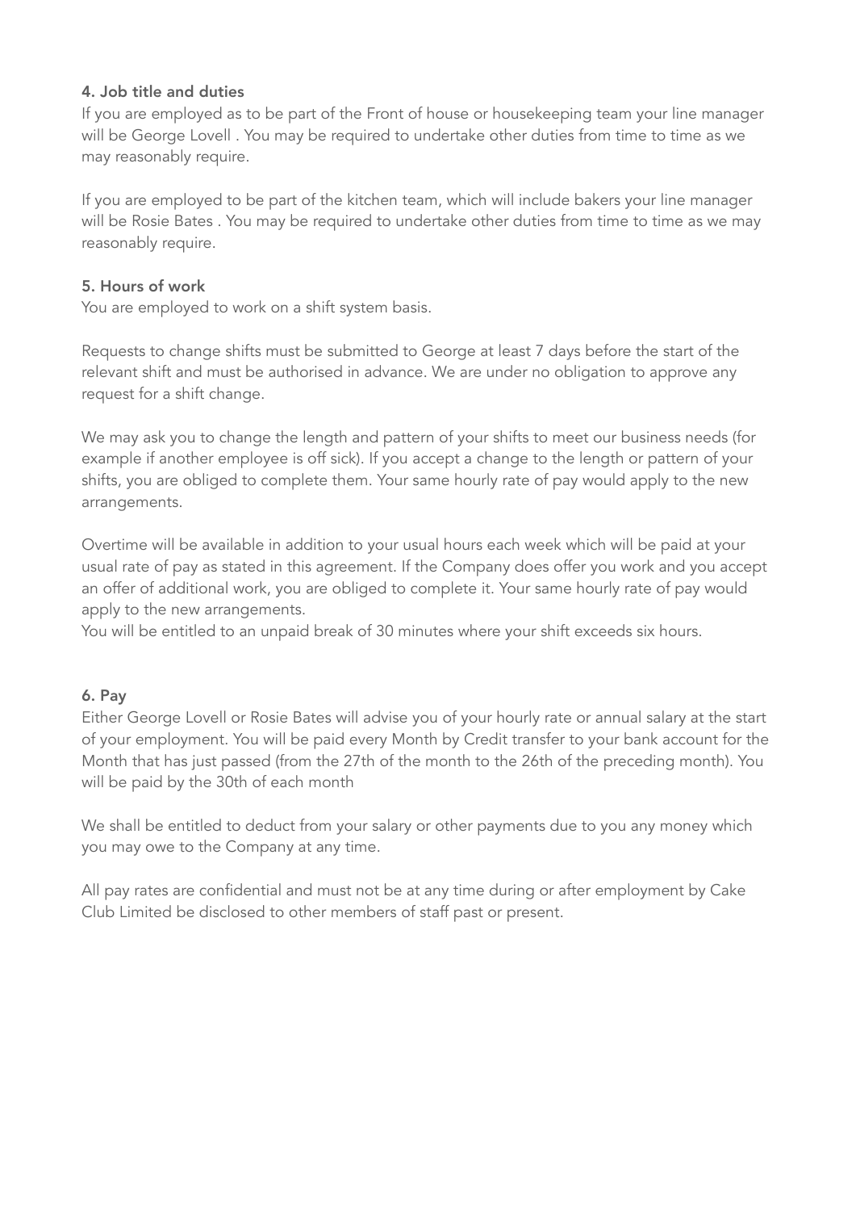#### 4. Job title and duties

If you are employed as to be part of the Front of house or housekeeping team your line manager will be George Lovell . You may be required to undertake other duties from time to time as we may reasonably require.

If you are employed to be part of the kitchen team, which will include bakers your line manager will be Rosie Bates . You may be required to undertake other duties from time to time as we may reasonably require.

#### 5. Hours of work

You are employed to work on a shift system basis.

Requests to change shifts must be submitted to George at least 7 days before the start of the relevant shift and must be authorised in advance. We are under no obligation to approve any request for a shift change.

We may ask you to change the length and pattern of your shifts to meet our business needs (for example if another employee is off sick). If you accept a change to the length or pattern of your shifts, you are obliged to complete them. Your same hourly rate of pay would apply to the new arrangements.

Overtime will be available in addition to your usual hours each week which will be paid at your usual rate of pay as stated in this agreement. If the Company does offer you work and you accept an offer of additional work, you are obliged to complete it. Your same hourly rate of pay would apply to the new arrangements.
You will be entitled to an unpaid break of 30 minutes where your shift exceeds six hours.

#### 6. Pay

Either George Lovell or Rosie Bates will advise you of your hourly rate or annual salary at the start of your employment. You will be paid every Month by Credit transfer to your bank account for the Month that has just passed (from the 27th of the month to the 26th of the preceding month). You will be paid by the 30th of each month

We shall be entitled to deduct from your salary or other payments due to you any money which you may owe to the Company at any time.

All pay rates are confidential and must not be at any time during or after employment by Cake Club Limited be disclosed to other members of staff past or present.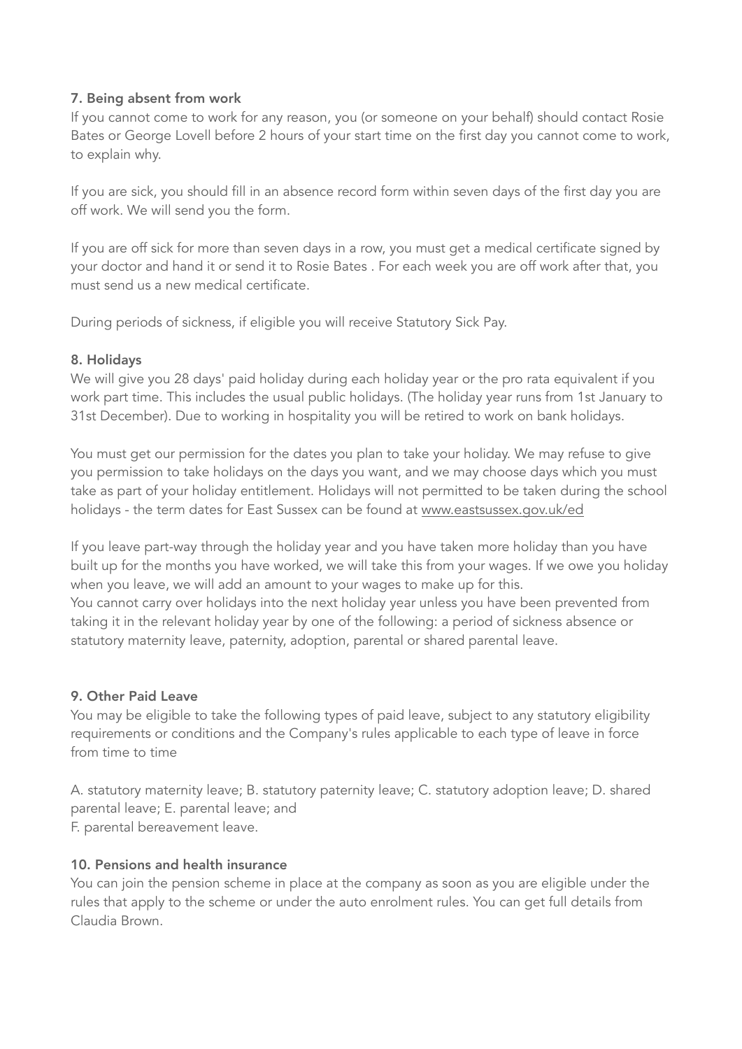**7. Being absent from work**

If you cannot come to work for any reason, you (or someone on your behalf) should contact Rosie Bates or George Lovell before 2 hours of your start time on the first day you cannot come to work, to explain why.

If you are sick, you should fill in an absence record form within seven days of the first day you are off work. We will send you the form.

If you are off sick for more than seven days in a row, you must get a medical certificate signed by your doctor and hand it or send it to Rosie Bates . For each week you are off work after that, you must send us a new medical certificate.

During periods of sickness, if eligible you will receive Statutory Sick Pay.

**8. Holidays**

We will give you 28 days' paid holiday during each holiday year or the pro rata equivalent if you work part time. This includes the usual public holidays. (The holiday year runs from 1st January to 31st December). Due to working in hospitality you will be retired to work on bank holidays.

You must get our permission for the dates you plan to take your holiday. We may refuse to give you permission to take holidays on the days you want, and we may choose days which you must take as part of your holiday entitlement. Holidays will not permitted to be taken during the school holidays - the term dates for East Sussex can be found at www.eastsussex.gov.uk/ed

If you leave part-way through the holiday year and you have taken more holiday than you have built up for the months you have worked, we will take this from your wages. If we owe you holiday when you leave, we will add an amount to your wages to make up for this.
You cannot carry over holidays into the next holiday year unless you have been prevented from taking it in the relevant holiday year by one of the following: a period of sickness absence or statutory maternity leave, paternity, adoption, parental or shared parental leave.

**9. Other Paid Leave**

You may be eligible to take the following types of paid leave, subject to any statutory eligibility requirements or conditions and the Company's rules applicable to each type of leave in force from time to time

A. statutory maternity leave; B. statutory paternity leave; C. statutory adoption leave; D. shared parental leave; E. parental leave; and
F. parental bereavement leave.

**10. Pensions and health insurance**

You can join the pension scheme in place at the company as soon as you are eligible under the rules that apply to the scheme or under the auto enrolment rules. You can get full details from Claudia Brown.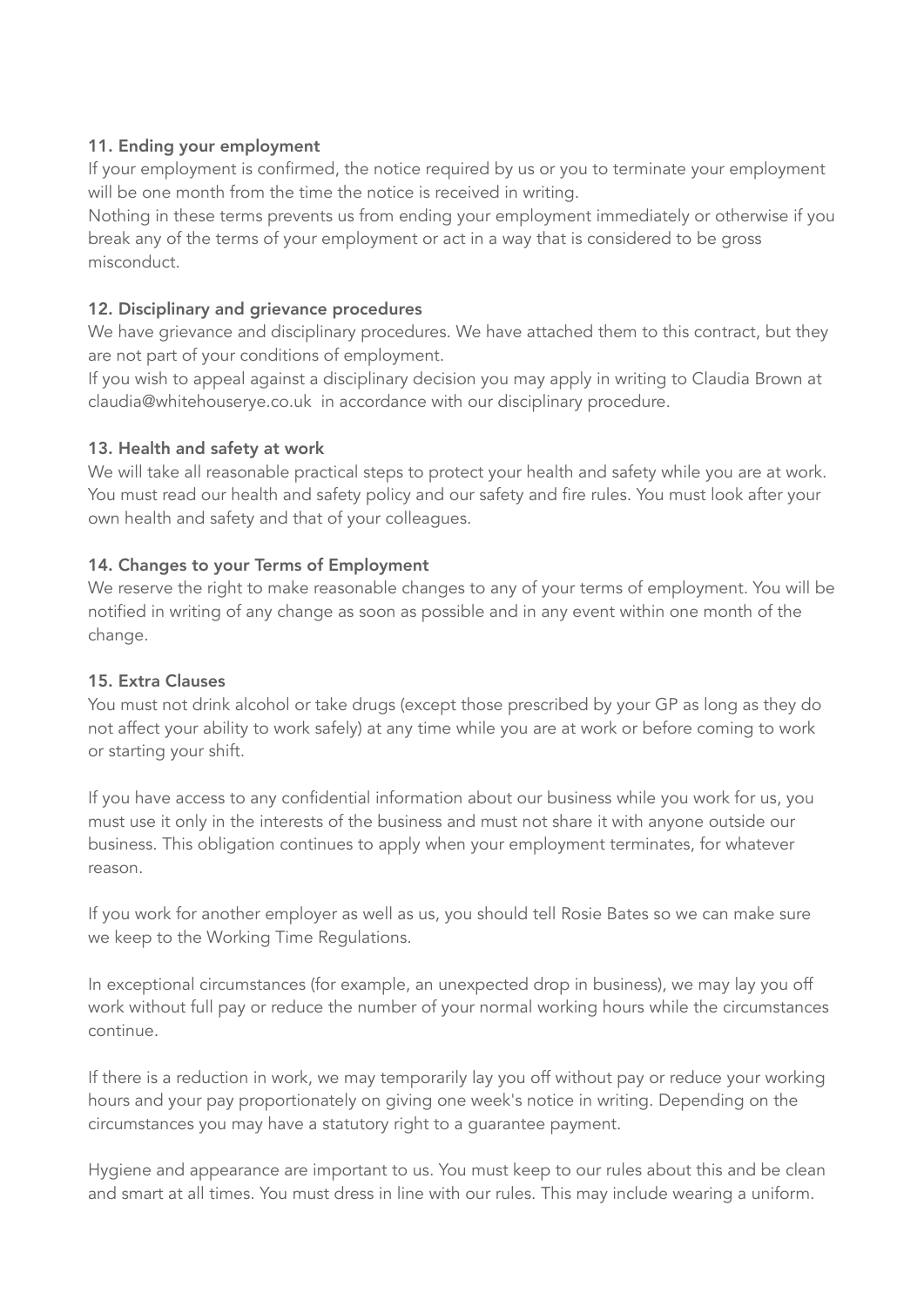### 11. Ending your employment

If your employment is confirmed, the notice required by us or you to terminate your employment will be one month from the time the notice is received in writing.

Nothing in these terms prevents us from ending your employment immediately or otherwise if you break any of the terms of your employment or act in a way that is considered to be gross misconduct.

### 12. Disciplinary and grievance procedures

We have grievance and disciplinary procedures. We have attached them to this contract, but they are not part of your conditions of employment.

If you wish to appeal against a disciplinary decision you may apply in writing to Claudia Brown at claudia@whitehouserye.co.uk in accordance with our disciplinary procedure.

### 13. Health and safety at work

We will take all reasonable practical steps to protect your health and safety while you are at work. You must read our health and safety policy and our safety and fire rules. You must look after your own health and safety and that of your colleagues.

### 14. Changes to your Terms of Employment

We reserve the right to make reasonable changes to any of your terms of employment. You will be notified in writing of any change as soon as possible and in any event within one month of the change.

### 15. Extra Clauses

You must not drink alcohol or take drugs (except those prescribed by your GP as long as they do not affect your ability to work safely) at any time while you are at work or before coming to work or starting your shift.

If you have access to any confidential information about our business while you work for us, you must use it only in the interests of the business and must not share it with anyone outside our business. This obligation continues to apply when your employment terminates, for whatever reason.

If you work for another employer as well as us, you should tell Rosie Bates so we can make sure we keep to the Working Time Regulations.

In exceptional circumstances (for example, an unexpected drop in business), we may lay you off work without full pay or reduce the number of your normal working hours while the circumstances continue.

If there is a reduction in work, we may temporarily lay you off without pay or reduce your working hours and your pay proportionately on giving one week's notice in writing. Depending on the circumstances you may have a statutory right to a guarantee payment.

Hygiene and appearance are important to us. You must keep to our rules about this and be clean and smart at all times. You must dress in line with our rules. This may include wearing a uniform.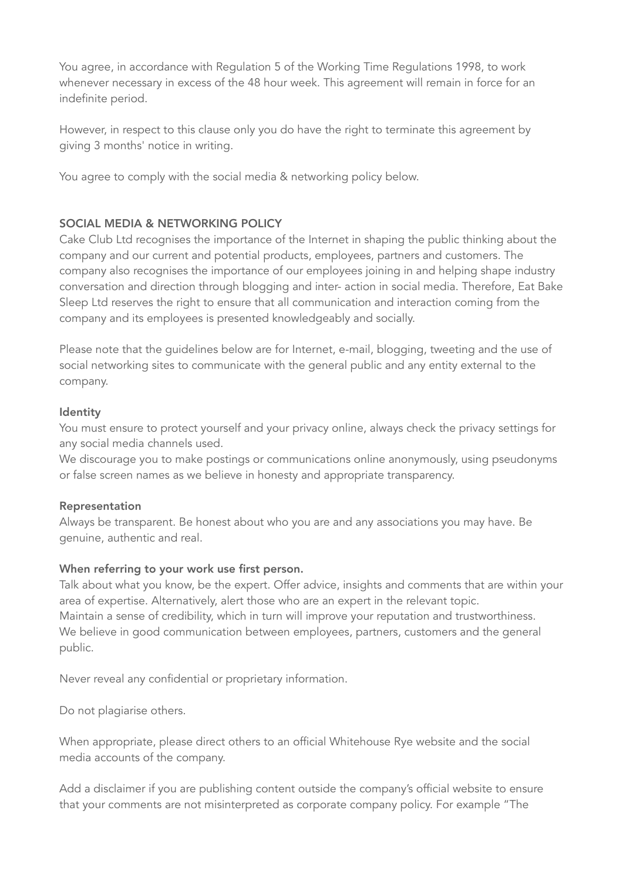You agree, in accordance with Regulation 5 of the Working Time Regulations 1998, to work whenever necessary in excess of the 48 hour week. This agreement will remain in force for an indefinite period.

However, in respect to this clause only you do have the right to terminate this agreement by giving 3 months' notice in writing.

You agree to comply with the social media & networking policy below.

## SOCIAL MEDIA & NETWORKING POLICY

Cake Club Ltd recognises the importance of the Internet in shaping the public thinking about the company and our current and potential products, employees, partners and customers. The company also recognises the importance of our employees joining in and helping shape industry conversation and direction through blogging and inter- action in social media. Therefore, Eat Bake Sleep Ltd reserves the right to ensure that all communication and interaction coming from the company and its employees is presented knowledgeably and socially.

Please note that the guidelines below are for Internet, e-mail, blogging, tweeting and the use of social networking sites to communicate with the general public and any entity external to the company.

### Identity

You must ensure to protect yourself and your privacy online, always check the privacy settings for any social media channels used.

We discourage you to make postings or communications online anonymously, using pseudonyms or false screen names as we believe in honesty and appropriate transparency.

### Representation

Always be transparent. Be honest about who you are and any associations you may have. Be genuine, authentic and real.

### When referring to your work use first person.

Talk about what you know, be the expert. Offer advice, insights and comments that are within your area of expertise. Alternatively, alert those who are an expert in the relevant topic.

Maintain a sense of credibility, which in turn will improve your reputation and trustworthiness.

We believe in good communication between employees, partners, customers and the general public.

Never reveal any confidential or proprietary information.

Do not plagiarise others.

When appropriate, please direct others to an official Whitehouse Rye website and the social media accounts of the company.

Add a disclaimer if you are publishing content outside the company's official website to ensure that your comments are not misinterpreted as corporate company policy. For example "The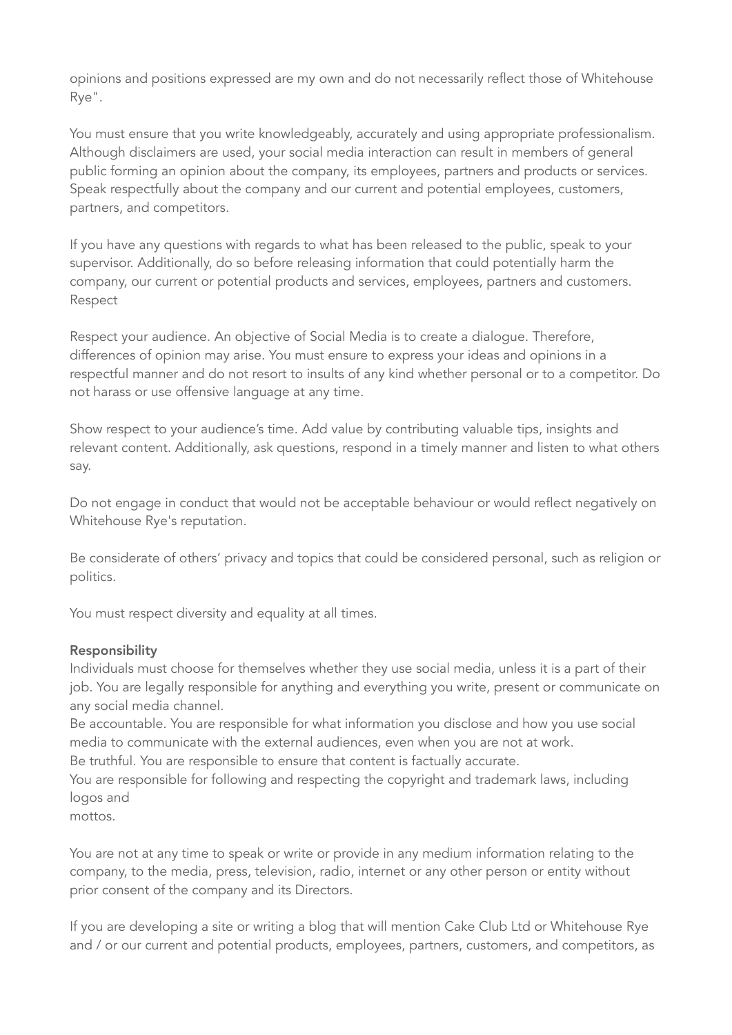opinions and positions expressed are my own and do not necessarily reflect those of Whitehouse Rye".

You must ensure that you write knowledgeably, accurately and using appropriate professionalism. Although disclaimers are used, your social media interaction can result in members of general public forming an opinion about the company, its employees, partners and products or services. Speak respectfully about the company and our current and potential employees, customers, partners, and competitors.

If you have any questions with regards to what has been released to the public, speak to your supervisor. Additionally, do so before releasing information that could potentially harm the company, our current or potential products and services, employees, partners and customers.
Respect

Respect your audience. An objective of Social Media is to create a dialogue. Therefore, differences of opinion may arise. You must ensure to express your ideas and opinions in a respectful manner and do not resort to insults of any kind whether personal or to a competitor. Do not harass or use offensive language at any time.

Show respect to your audience's time. Add value by contributing valuable tips, insights and relevant content. Additionally, ask questions, respond in a timely manner and listen to what others say.

Do not engage in conduct that would not be acceptable behaviour or would reflect negatively on Whitehouse Rye's reputation.

Be considerate of others' privacy and topics that could be considered personal, such as religion or politics.

You must respect diversity and equality at all times.

**Responsibility**
Individuals must choose for themselves whether they use social media, unless it is a part of their job. You are legally responsible for anything and everything you write, present or communicate on any social media channel.
Be accountable. You are responsible for what information you disclose and how you use social media to communicate with the external audiences, even when you are not at work.
Be truthful. You are responsible to ensure that content is factually accurate.
You are responsible for following and respecting the copyright and trademark laws, including logos and
mottos.

You are not at any time to speak or write or provide in any medium information relating to the company, to the media, press, television, radio, internet or any other person or entity without prior consent of the company and its Directors.

If you are developing a site or writing a blog that will mention Cake Club Ltd or Whitehouse Rye and / or our current and potential products, employees, partners, customers, and competitors, as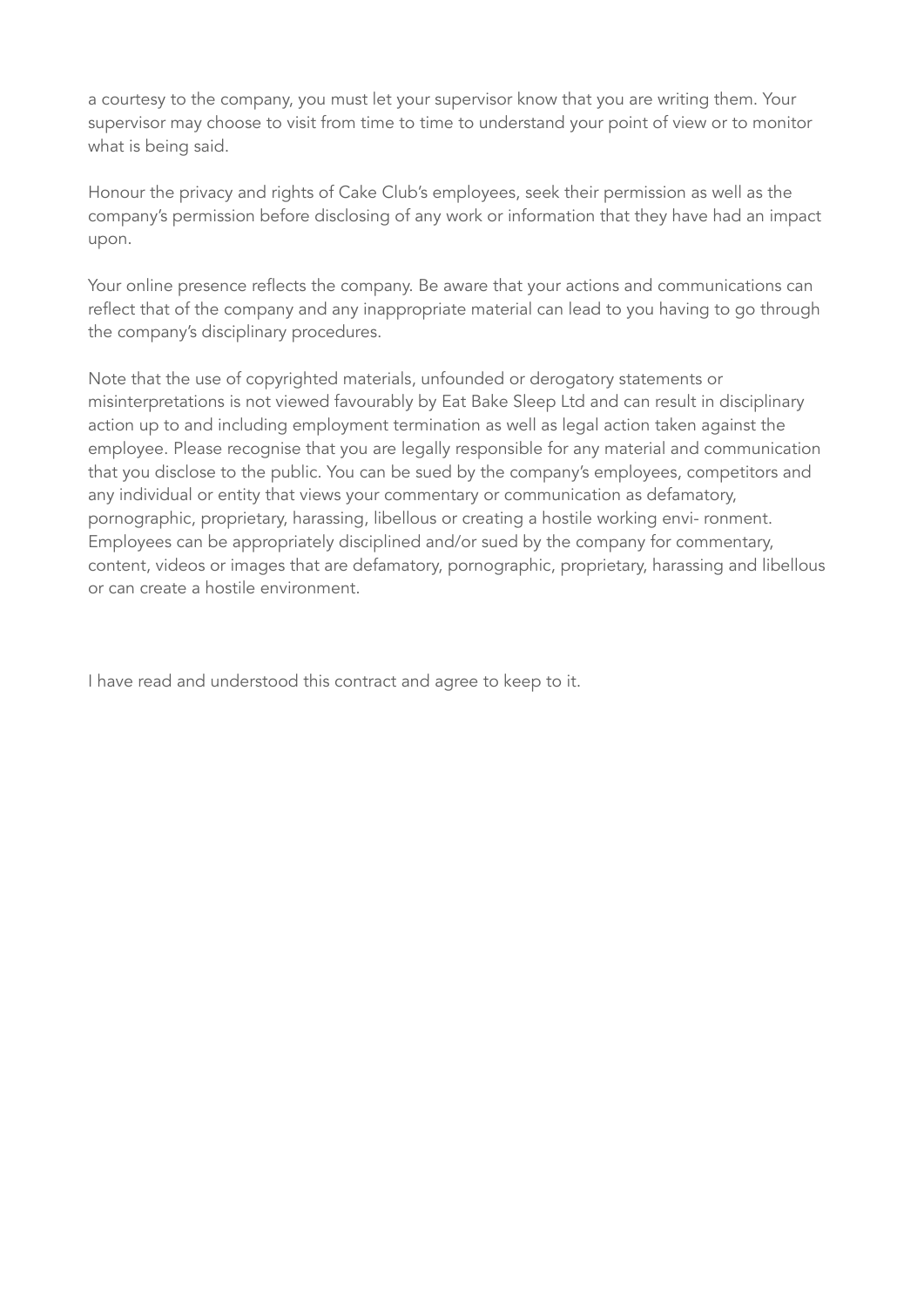a courtesy to the company, you must let your supervisor know that you are writing them. Your supervisor may choose to visit from time to time to understand your point of view or to monitor what is being said.

Honour the privacy and rights of Cake Club's employees, seek their permission as well as the company's permission before disclosing of any work or information that they have had an impact upon.

Your online presence reflects the company. Be aware that your actions and communications can reflect that of the company and any inappropriate material can lead to you having to go through the company's disciplinary procedures.

Note that the use of copyrighted materials, unfounded or derogatory statements or misinterpretations is not viewed favourably by Eat Bake Sleep Ltd and can result in disciplinary action up to and including employment termination as well as legal action taken against the employee. Please recognise that you are legally responsible for any material and communication that you disclose to the public. You can be sued by the company's employees, competitors and any individual or entity that views your commentary or communication as defamatory, pornographic, proprietary, harassing, libellous or creating a hostile working envi- ronment. Employees can be appropriately disciplined and/or sued by the company for commentary, content, videos or images that are defamatory, pornographic, proprietary, harassing and libellous or can create a hostile environment.

I have read and understood this contract and agree to keep to it.